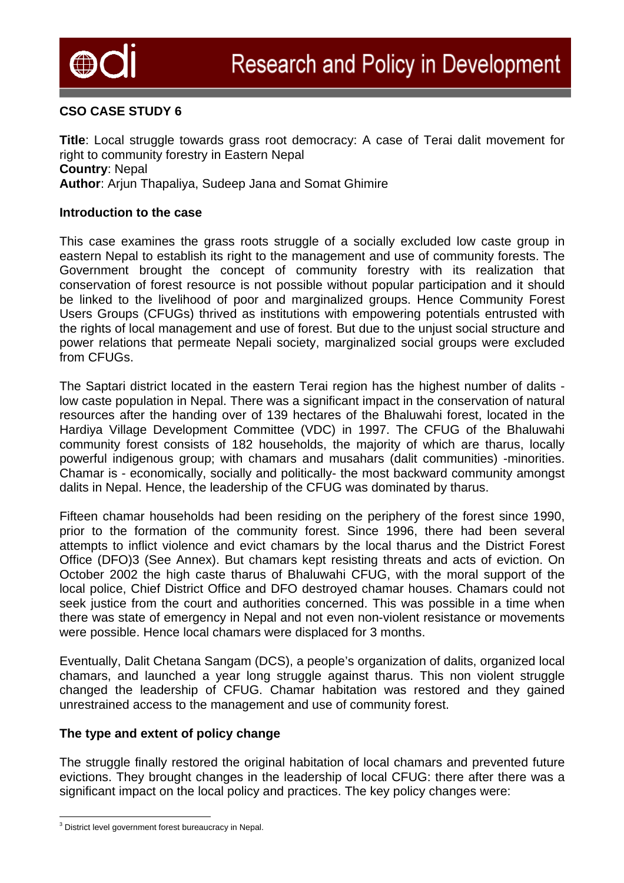## CSO CASE STUDY 6

**Title**: Local struggle towards grass root democracy: A case of Terai dalit movement for right to community forestry in Eastern Nepal
**Country**: Nepal
**Author**: Arjun Thapaliya, Sudeep Jana and Somat Ghimire

### Introduction to the case

This case examines the grass roots struggle of a socially excluded low caste group in eastern Nepal to establish its right to the management and use of community forests. The Government brought the concept of community forestry with its realization that conservation of forest resource is not possible without popular participation and it should be linked to the livelihood of poor and marginalized groups. Hence Community Forest Users Groups (CFUGs) thrived as institutions with empowering potentials entrusted with the rights of local management and use of forest. But due to the unjust social structure and power relations that permeate Nepali society, marginalized social groups were excluded from CFUGs.

The Saptari district located in the eastern Terai region has the highest number of dalits - low caste population in Nepal. There was a significant impact in the conservation of natural resources after the handing over of 139 hectares of the Bhaluwahi forest, located in the Hardiya Village Development Committee (VDC) in 1997. The CFUG of the Bhaluwahi community forest consists of 182 households, the majority of which are tharus, locally powerful indigenous group; with chamars and musahars (dalit communities) -minorities. Chamar is - economically, socially and politically- the most backward community amongst dalits in Nepal. Hence, the leadership of the CFUG was dominated by tharus.

Fifteen chamar households had been residing on the periphery of the forest since 1990, prior to the formation of the community forest. Since 1996, there had been several attempts to inflict violence and evict chamars by the local tharus and the District Forest Office (DFO)[3] (See Annex). But chamars kept resisting threats and acts of eviction. On October 2002 the high caste tharus of Bhaluwahi CFUG, with the moral support of the local police, Chief District Office and DFO destroyed chamar houses. Chamars could not seek justice from the court and authorities concerned. This was possible in a time when there was state of emergency in Nepal and not even non-violent resistance or movements were possible. Hence local chamars were displaced for 3 months.

Eventually, Dalit Chetana Sangam (DCS), a people's organization of dalits, organized local chamars, and launched a year long struggle against tharus. This non violent struggle changed the leadership of CFUG. Chamar habitation was restored and they gained unrestrained access to the management and use of community forest.

### The type and extent of policy change

The struggle finally restored the original habitation of local chamars and prevented future evictions. They brought changes in the leadership of local CFUG: there after there was a significant impact on the local policy and practices. The key policy changes were:

[3] District level government forest bureaucracy in Nepal.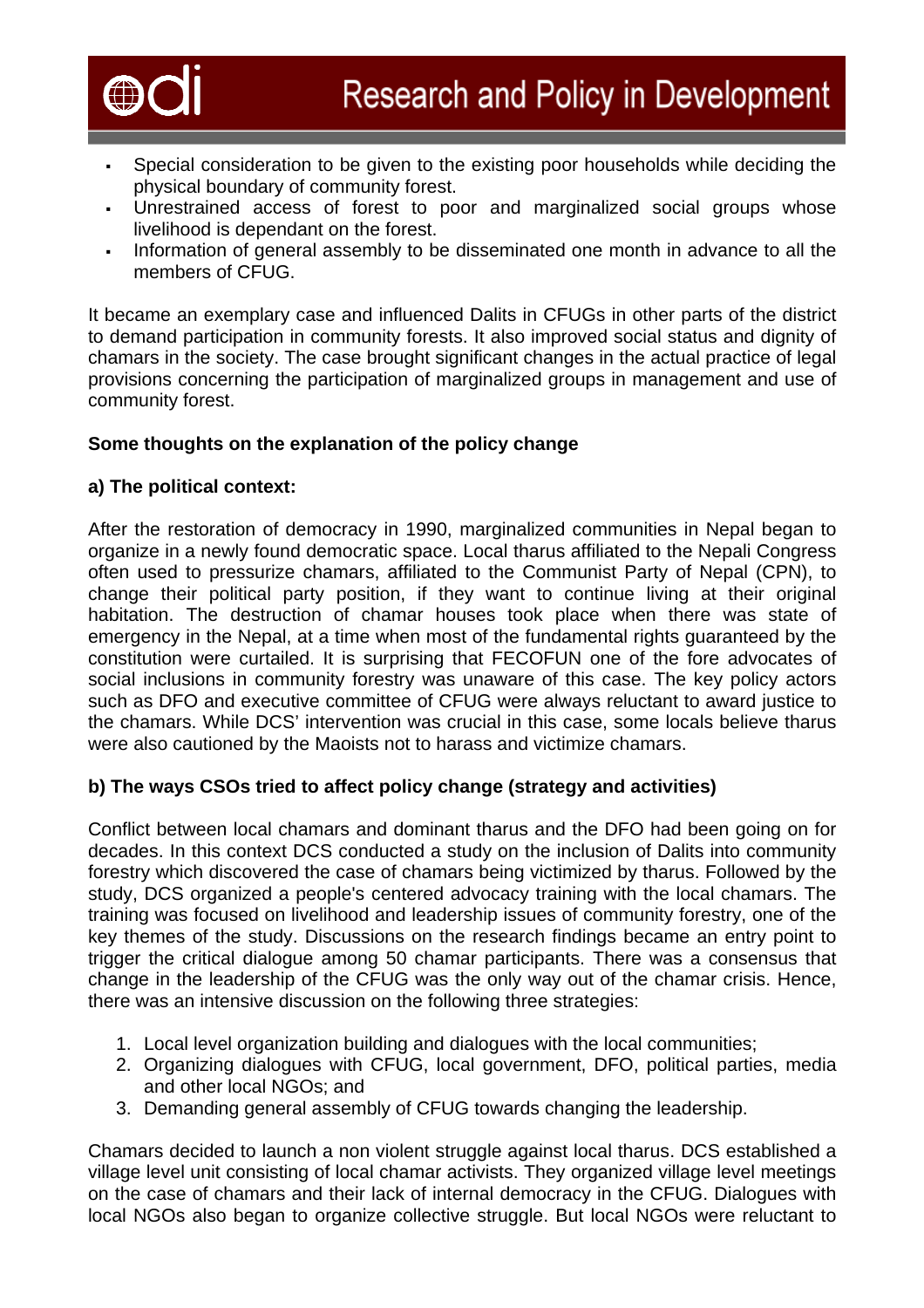- Special consideration to be given to the existing poor households while deciding the physical boundary of community forest.
- Unrestrained access of forest to poor and marginalized social groups whose livelihood is dependant on the forest.
- Information of general assembly to be disseminated one month in advance to all the members of CFUG.

It became an exemplary case and influenced Dalits in CFUGs in other parts of the district to demand participation in community forests. It also improved social status and dignity of chamars in the society. The case brought significant changes in the actual practice of legal provisions concerning the participation of marginalized groups in management and use of community forest.

**Some thoughts on the explanation of the policy change**

**a) The political context:**

After the restoration of democracy in 1990, marginalized communities in Nepal began to organize in a newly found democratic space. Local tharus affiliated to the Nepali Congress often used to pressurize chamars, affiliated to the Communist Party of Nepal (CPN), to change their political party position, if they want to continue living at their original habitation. The destruction of chamar houses took place when there was state of emergency in the Nepal, at a time when most of the fundamental rights guaranteed by the constitution were curtailed. It is surprising that FECOFUN one of the fore advocates of social inclusions in community forestry was unaware of this case. The key policy actors such as DFO and executive committee of CFUG were always reluctant to award justice to the chamars. While DCS' intervention was crucial in this case, some locals believe tharus were also cautioned by the Maoists not to harass and victimize chamars.

**b) The ways CSOs tried to affect policy change (strategy and activities)**

Conflict between local chamars and dominant tharus and the DFO had been going on for decades. In this context DCS conducted a study on the inclusion of Dalits into community forestry which discovered the case of chamars being victimized by tharus. Followed by the study, DCS organized a people's centered advocacy training with the local chamars. The training was focused on livelihood and leadership issues of community forestry, one of the key themes of the study. Discussions on the research findings became an entry point to trigger the critical dialogue among 50 chamar participants. There was a consensus that change in the leadership of the CFUG was the only way out of the chamar crisis. Hence, there was an intensive discussion on the following three strategies:

1. Local level organization building and dialogues with the local communities;
2. Organizing dialogues with CFUG, local government, DFO, political parties, media and other local NGOs; and
3. Demanding general assembly of CFUG towards changing the leadership.

Chamars decided to launch a non violent struggle against local tharus. DCS established a village level unit consisting of local chamar activists. They organized village level meetings on the case of chamars and their lack of internal democracy in the CFUG. Dialogues with local NGOs also began to organize collective struggle. But local NGOs were reluctant to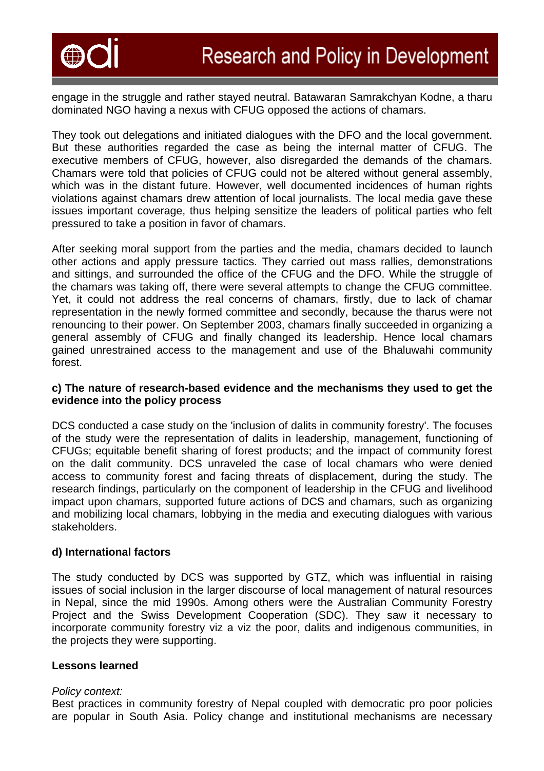engage in the struggle and rather stayed neutral. Batawaran Samrakchyan Kodne, a tharu dominated NGO having a nexus with CFUG opposed the actions of chamars.

They took out delegations and initiated dialogues with the DFO and the local government. But these authorities regarded the case as being the internal matter of CFUG. The executive members of CFUG, however, also disregarded the demands of the chamars. Chamars were told that policies of CFUG could not be altered without general assembly, which was in the distant future. However, well documented incidences of human rights violations against chamars drew attention of local journalists. The local media gave these issues important coverage, thus helping sensitize the leaders of political parties who felt pressured to take a position in favor of chamars.

After seeking moral support from the parties and the media, chamars decided to launch other actions and apply pressure tactics. They carried out mass rallies, demonstrations and sittings, and surrounded the office of the CFUG and the DFO. While the struggle of the chamars was taking off, there were several attempts to change the CFUG committee. Yet, it could not address the real concerns of chamars, firstly, due to lack of chamar representation in the newly formed committee and secondly, because the tharus were not renouncing to their power. On September 2003, chamars finally succeeded in organizing a general assembly of CFUG and finally changed its leadership. Hence local chamars gained unrestrained access to the management and use of the Bhaluwahi community forest.

**c) The nature of research-based evidence and the mechanisms they used to get the evidence into the policy process**

DCS conducted a case study on the 'inclusion of dalits in community forestry'. The focuses of the study were the representation of dalits in leadership, management, functioning of CFUGs; equitable benefit sharing of forest products; and the impact of community forest on the dalit community. DCS unraveled the case of local chamars who were denied access to community forest and facing threats of displacement, during the study. The research findings, particularly on the component of leadership in the CFUG and livelihood impact upon chamars, supported future actions of DCS and chamars, such as organizing and mobilizing local chamars, lobbying in the media and executing dialogues with various stakeholders.

**d) International factors**

The study conducted by DCS was supported by GTZ, which was influential in raising issues of social inclusion in the larger discourse of local management of natural resources in Nepal, since the mid 1990s. Among others were the Australian Community Forestry Project and the Swiss Development Cooperation (SDC). They saw it necessary to incorporate community forestry viz a viz the poor, dalits and indigenous communities, in the projects they were supporting.

**Lessons learned**

*Policy context:*
Best practices in community forestry of Nepal coupled with democratic pro poor policies are popular in South Asia. Policy change and institutional mechanisms are necessary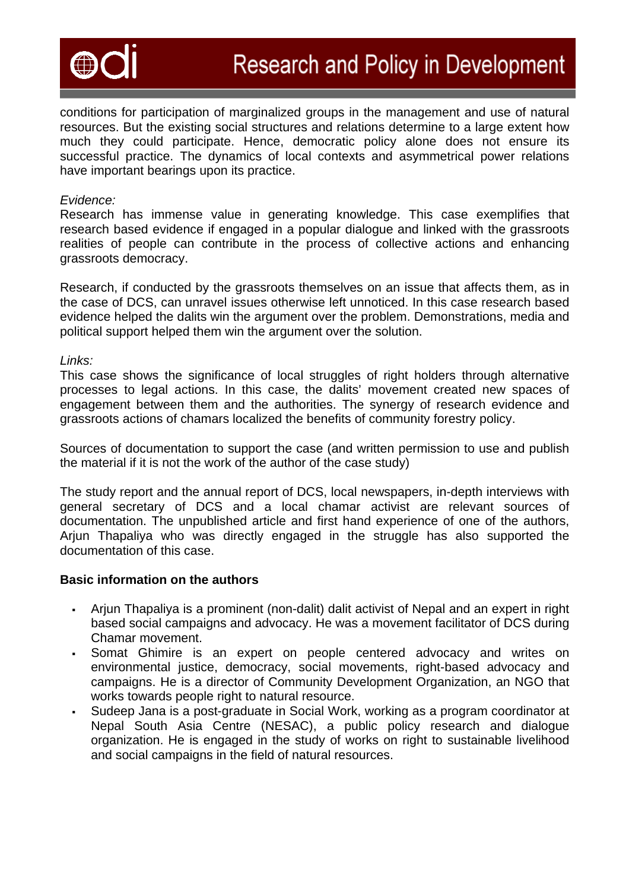conditions for participation of marginalized groups in the management and use of natural resources. But the existing social structures and relations determine to a large extent how much they could participate. Hence, democratic policy alone does not ensure its successful practice. The dynamics of local contexts and asymmetrical power relations have important bearings upon its practice.

*Evidence:*
Research has immense value in generating knowledge. This case exemplifies that research based evidence if engaged in a popular dialogue and linked with the grassroots realities of people can contribute in the process of collective actions and enhancing grassroots democracy.

Research, if conducted by the grassroots themselves on an issue that affects them, as in the case of DCS, can unravel issues otherwise left unnoticed. In this case research based evidence helped the dalits win the argument over the problem. Demonstrations, media and political support helped them win the argument over the solution.

*Links:*
This case shows the significance of local struggles of right holders through alternative processes to legal actions. In this case, the dalits' movement created new spaces of engagement between them and the authorities. The synergy of research evidence and grassroots actions of chamars localized the benefits of community forestry policy.

Sources of documentation to support the case (and written permission to use and publish the material if it is not the work of the author of the case study)

The study report and the annual report of DCS, local newspapers, in-depth interviews with general secretary of DCS and a local chamar activist are relevant sources of documentation. The unpublished article and first hand experience of one of the authors, Arjun Thapaliya who was directly engaged in the struggle has also supported the documentation of this case.

**Basic information on the authors**

- Arjun Thapaliya is a prominent (non-dalit) dalit activist of Nepal and an expert in right based social campaigns and advocacy. He was a movement facilitator of DCS during Chamar movement.
- Somat Ghimire is an expert on people centered advocacy and writes on environmental justice, democracy, social movements, right-based advocacy and campaigns. He is a director of Community Development Organization, an NGO that works towards people right to natural resource.
- Sudeep Jana is a post-graduate in Social Work, working as a program coordinator at Nepal South Asia Centre (NESAC), a public policy research and dialogue organization. He is engaged in the study of works on right to sustainable livelihood and social campaigns in the field of natural resources.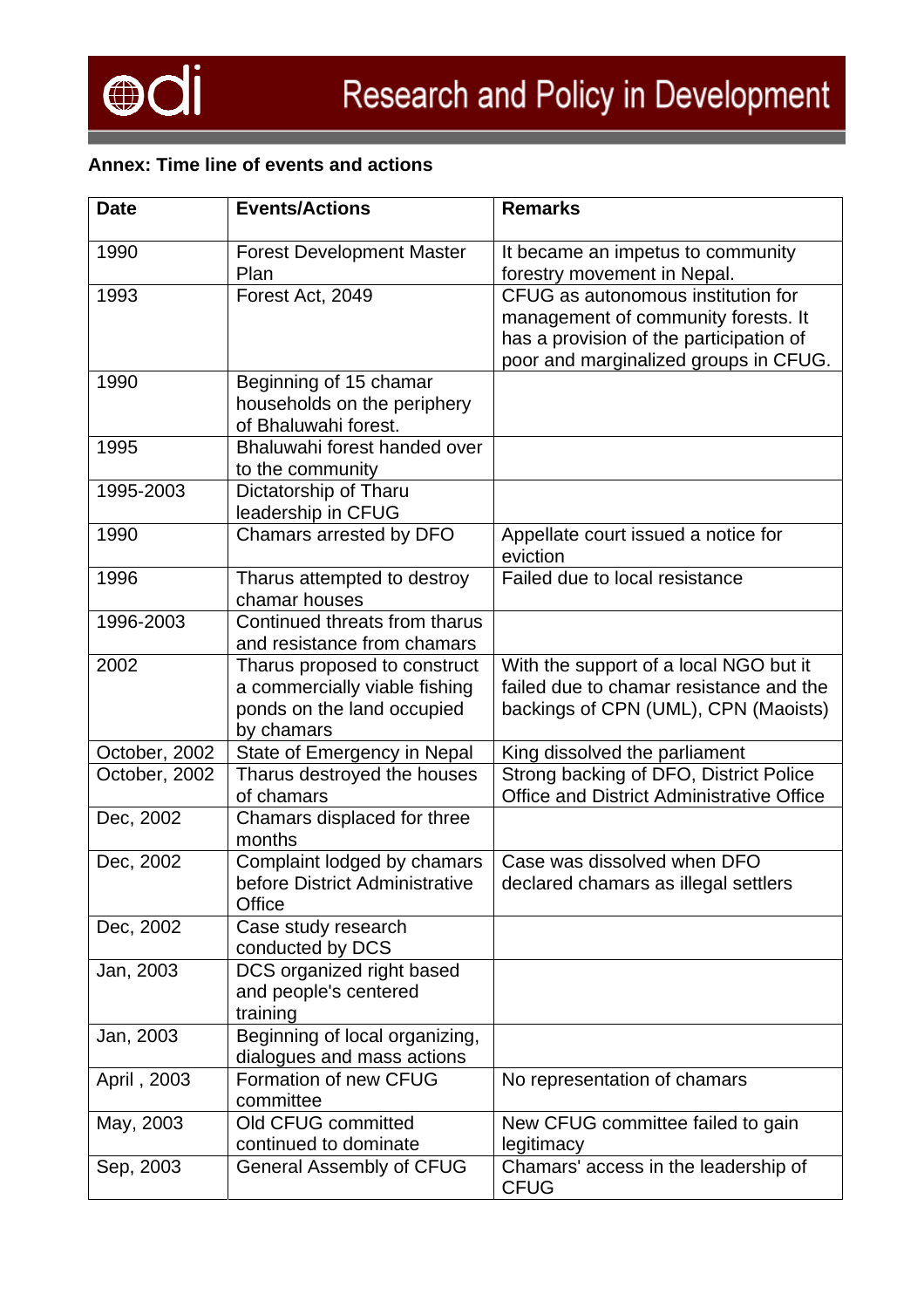**Annex: Time line of events and actions**

| Date | Events/Actions | Remarks |
|---|---|---|
| 1990 | Forest Development Master Plan | It became an impetus to community forestry movement in Nepal. |
| 1993 | Forest Act, 2049 | CFUG as autonomous institution for management of community forests. It has a provision of the participation of poor and marginalized groups in CFUG. |
| 1990 | Beginning of 15 chamar households on the periphery of Bhaluwahi forest. | |
| 1995 | Bhaluwahi forest handed over to the community | |
| 1995-2003 | Dictatorship of Tharu leadership in CFUG | |
| 1990 | Chamars arrested by DFO | Appellate court issued a notice for eviction |
| 1996 | Tharus attempted to destroy chamar houses | Failed due to local resistance |
| 1996-2003 | Continued threats from tharus and resistance from chamars | |
| 2002 | Tharus proposed to construct a commercially viable fishing ponds on the land occupied by chamars | With the support of a local NGO but it failed due to chamar resistance and the backings of CPN (UML), CPN (Maoists) |
| October, 2002 | State of Emergency in Nepal | King dissolved the parliament |
| October, 2002 | Tharus destroyed the houses of chamars | Strong backing of DFO, District Police Office and District Administrative Office |
| Dec, 2002 | Chamars displaced for three months | |
| Dec, 2002 | Complaint lodged by chamars before District Administrative Office | Case was dissolved when DFO declared chamars as illegal settlers |
| Dec, 2002 | Case study research conducted by DCS | |
| Jan, 2003 | DCS organized right based and people's centered training | |
| Jan, 2003 | Beginning of local organizing, dialogues and mass actions | |
| April , 2003 | Formation of new CFUG committee | No representation of chamars |
| May, 2003 | Old CFUG committed continued to dominate | New CFUG committee failed to gain legitimacy |
| Sep, 2003 | General Assembly of CFUG | Chamars' access in the leadership of CFUG |